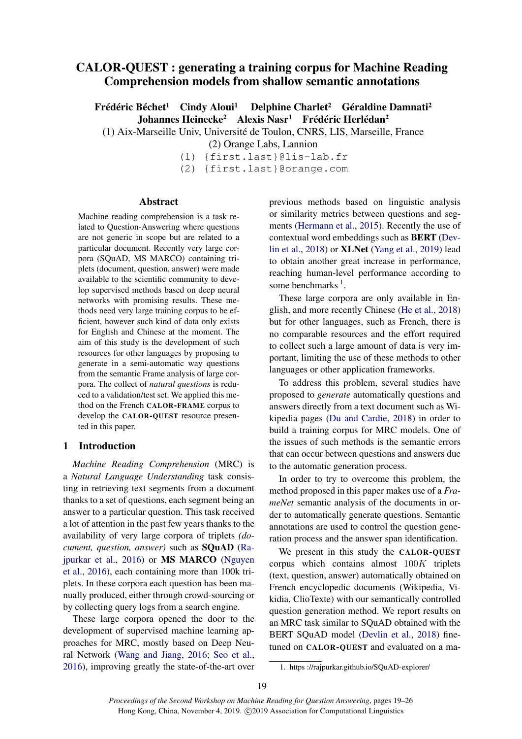# CALOR-QUEST : generating a training corpus for Machine Reading Comprehension models from shallow semantic annotations

**Frédéric Béchet[1] Cindy Aloui[1] Delphine Charlet[2] Géraldine Damnati[2] Johannes Heinecke[2] Alexis Nasr[1] Frédéric Herlédan[2]**

(1) Aix-Marseille Univ, Université de Toulon, CNRS, LIS, Marseille, France
(2) Orange Labs, Lannion
(1) {first.last}@lis-lab.fr
(2) {first.last}@orange.com

## Abstract

Machine reading comprehension is a task related to Question-Answering where questions are not generic in scope but are related to a particular document. Recently very large corpora (SQuAD, MS MARCO) containing triplets (document, question, answer) were made available to the scientific community to develop supervised methods based on deep neural networks with promising results. These methods need very large training corpus to be efficient, however such kind of data only exists for English and Chinese at the moment. The aim of this study is the development of such resources for other languages by proposing to generate in a semi-automatic way questions from the semantic Frame analysis of large corpora. The collect of *natural questions* is reduced to a validation/test set. We applied this method on the French CALOR-FRAME corpus to develop the CALOR-QUEST resource presented in this paper.

## 1 Introduction

*Machine Reading Comprehension* (MRC) is a *Natural Language Understanding* task consisting in retrieving text segments from a document thanks to a set of questions, each segment being an answer to a particular question. This task received a lot of attention in the past few years thanks to the availability of very large corpora of triplets *(document, question, answer)* such as **SQuAD** (Rajpurkar et al., 2016) or **MS MARCO** (Nguyen et al., 2016), each containing more than 100k triplets. In these corpora each question has been manually produced, either through crowd-sourcing or by collecting query logs from a search engine.

These large corpora opened the door to the development of supervised machine learning approaches for MRC, mostly based on Deep Neural Network (Wang and Jiang, 2016; Seo et al., 2016), improving greatly the state-of-the-art over previous methods based on linguistic analysis or similarity metrics between questions and segments (Hermann et al., 2015). Recently the use of contextual word embeddings such as **BERT** (Devlin et al., 2018) or **XLNet** (Yang et al., 2019) lead to obtain another great increase in performance, reaching human-level performance according to some benchmarks [1].

These large corpora are only available in English, and more recently Chinese (He et al., 2018) but for other languages, such as French, there is no comparable resources and the effort required to collect such a large amount of data is very important, limiting the use of these methods to other languages or other application frameworks.

To address this problem, several studies have proposed to *generate* automatically questions and answers directly from a text document such as Wikipedia pages (Du and Cardie, 2018) in order to build a training corpus for MRC models. One of the issues of such methods is the semantic errors that can occur between questions and answers due to the automatic generation process.

In order to try to overcome this problem, the method proposed in this paper makes use of a *FrameNet* semantic analysis of the documents in order to automatically generate questions. Semantic annotations are used to control the question generation process and the answer span identification.

We present in this study the CALOR-QUEST corpus which contains almost $100K$ triplets (text, question, answer) automatically obtained on French encyclopedic documents (Wikipedia, Vikidia, ClioTexte) with our semantically controlled question generation method. We report results on an MRC task similar to SQuAD obtained with the BERT SQuAD model (Devlin et al., 2018) fine-tuned on CALOR-QUEST and evaluated on a ma-

[1] https ://rajpurkar.github.io/SQuAD-explorer/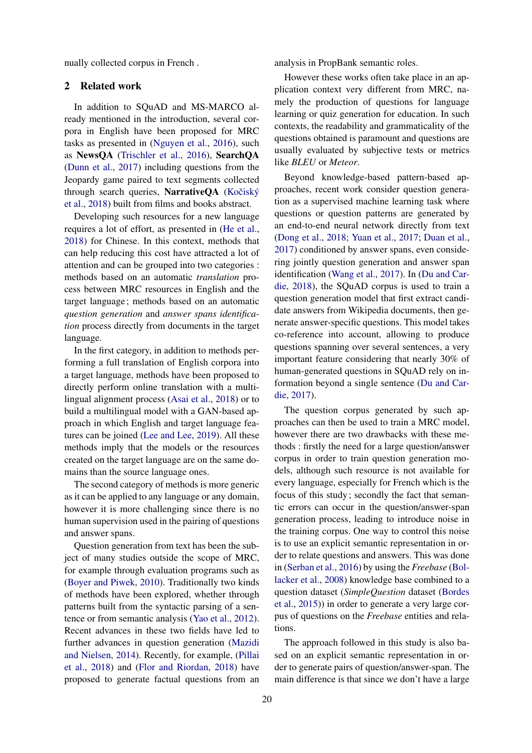nually collected corpus in French .

## 2 Related work

In addition to SQuAD and MS-MARCO already mentioned in the introduction, several corpora in English have been proposed for MRC tasks as presented in (Nguyen et al., 2016), such as **NewsQA** (Trischler et al., 2016), **SearchQA** (Dunn et al., 2017) including questions from the Jeopardy game paired to text segments collected through search queries, **NarrativeQA** (Kočiský et al., 2018) built from films and books abstract.

Developing such resources for a new language requires a lot of effort, as presented in (He et al., 2018) for Chinese. In this context, methods that can help reducing this cost have attracted a lot of attention and can be grouped into two categories : methods based on an automatic *translation* process between MRC resources in English and the target language ; methods based on an automatic *question generation* and *answer spans identification* process directly from documents in the target language.

In the first category, in addition to methods performing a full translation of English corpora into a target language, methods have been proposed to directly perform online translation with a multilingual alignment process (Asai et al., 2018) or to build a multilingual model with a GAN-based approach in which English and target language features can be joined (Lee and Lee, 2019). All these methods imply that the models or the resources created on the target language are on the same domains than the source language ones.

The second category of methods is more generic as it can be applied to any language or any domain, however it is more challenging since there is no human supervision used in the pairing of questions and answer spans.

Question generation from text has been the subject of many studies outside the scope of MRC, for example through evaluation programs such as (Boyer and Piwek, 2010). Traditionally two kinds of methods have been explored, whether through patterns built from the syntactic parsing of a sentence or from semantic analysis (Yao et al., 2012). Recent advances in these two fields have led to further advances in question generation (Mazidi and Nielsen, 2014). Recently, for example, (Pillai et al., 2018) and (Flor and Riordan, 2018) have proposed to generate factual questions from an analysis in PropBank semantic roles.

However these works often take place in an application context very different from MRC, namely the production of questions for language learning or quiz generation for education. In such contexts, the readability and grammaticality of the questions obtained is paramount and questions are usually evaluated by subjective tests or metrics like *BLEU* or *Meteor*.

Beyond knowledge-based pattern-based approaches, recent work consider question generation as a supervised machine learning task where questions or question patterns are generated by an end-to-end neural network directly from text (Dong et al., 2018; Yuan et al., 2017; Duan et al., 2017) conditioned by answer spans, even considering jointly question generation and answer span identification (Wang et al., 2017). In (Du and Cardie, 2018), the SQuAD corpus is used to train a question generation model that first extract candidate answers from Wikipedia documents, then generate answer-specific questions. This model takes co-reference into account, allowing to produce questions spanning over several sentences, a very important feature considering that nearly 30% of human-generated questions in SQuAD rely on information beyond a single sentence (Du and Cardie, 2017).

The question corpus generated by such approaches can then be used to train a MRC model, however there are two drawbacks with these methods : firstly the need for a large question/answer corpus in order to train question generation models, although such resource is not available for every language, especially for French which is the focus of this study ; secondly the fact that semantic errors can occur in the question/answer-span generation process, leading to introduce noise in the training corpus. One way to control this noise is to use an explicit semantic representation in order to relate questions and answers. This was done in (Serban et al., 2016) by using the *Freebase* (Bollacker et al., 2008) knowledge base combined to a question dataset (*SimpleQuestion* dataset (Bordes et al., 2015)) in order to generate a very large corpus of questions on the *Freebase* entities and relations.

The approach followed in this study is also based on an explicit semantic representation in order to generate pairs of question/answer-span. The main difference is that since we don't have a large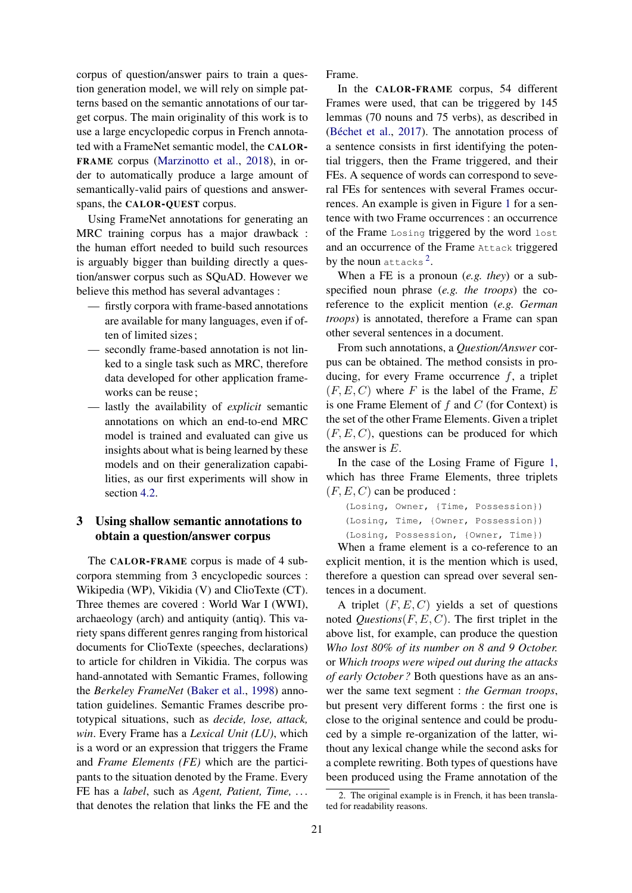corpus of question/answer pairs to train a question generation model, we will rely on simple patterns based on the semantic annotations of our target corpus. The main originality of this work is to use a large encyclopedic corpus in French annotated with a FrameNet semantic model, the CALOR-FRAME corpus (Marzinotto et al., 2018), in order to automatically produce a large amount of semantically-valid pairs of questions and answer-spans, the CALOR-QUEST corpus.

Using FrameNet annotations for generating an MRC training corpus has a major drawback : the human effort needed to build such resources is arguably bigger than building directly a question/answer corpus such as SQuAD. However we believe this method has several advantages :

- firstly corpora with frame-based annotations are available for many languages, even if often of limited sizes ;
- secondly frame-based annotation is not linked to a single task such as MRC, therefore data developed for other application frameworks can be reuse ;
- lastly the availability of *explicit* semantic annotations on which an end-to-end MRC model is trained and evaluated can give us insights about what is being learned by these models and on their generalization capabilities, as our first experiments will show in section 4.2.

## 3 Using shallow semantic annotations to obtain a question/answer corpus

The CALOR-FRAME corpus is made of 4 subcorpora stemming from 3 encyclopedic sources : Wikipedia (WP), Vikidia (V) and ClioTexte (CT). Three themes are covered : World War I (WWI), archaeology (arch) and antiquity (antiq). This variety spans different genres ranging from historical documents for ClioTexte (speeches, declarations) to article for children in Vikidia. The corpus was hand-annotated with Semantic Frames, following the *Berkeley FrameNet* (Baker et al., 1998) annotation guidelines. Semantic Frames describe prototypical situations, such as *decide, lose, attack, win*. Every Frame has a *Lexical Unit (LU)*, which is a word or an expression that triggers the Frame and *Frame Elements (FE)* which are the participants to the situation denoted by the Frame. Every FE has a *label*, such as *Agent, Patient, Time, ...* that denotes the relation that links the FE and the Frame.

In the CALOR-FRAME corpus, 54 different Frames were used, that can be triggered by 145 lemmas (70 nouns and 75 verbs), as described in (Béchet et al., 2017). The annotation process of a sentence consists in first identifying the potential triggers, then the Frame triggered, and their FEs. A sequence of words can correspond to several FEs for sentences with several Frames occurrences. An example is given in Figure 1 for a sentence with two Frame occurrences : an occurrence of the Frame `Losing` triggered by the word `lost` and an occurrence of the Frame `Attack` triggered by the noun `attacks`[2].

When a FE is a pronoun (*e.g. they*) or a subspecified noun phrase (*e.g. the troops*) the coreference to the explicit mention (*e.g. German troops*) is annotated, therefore a Frame can span other several sentences in a document.

From such annotations, a *Question/Answer* corpus can be obtained. The method consists in producing, for every Frame occurrence $f$, a triplet $(F, E, C)$ where $F$ is the label of the Frame, $E$ is one Frame Element of $f$ and $C$ (for Context) is the set of the other Frame Elements. Given a triplet $(F, E, C)$, questions can be produced for which the answer is $E$.

In the case of the Losing Frame of Figure 1, which has three Frame Elements, three triplets $(F, E, C)$ can be produced :

```
(Losing, Owner, {Time, Possession})
(Losing, Time, {Owner, Possession})
(Losing, Possession, {Owner, Time})
```

When a frame element is a co-reference to an explicit mention, it is the mention which is used, therefore a question can spread over several sentences in a document.

A triplet $(F, E, C)$ yields a set of questions noted *Questions*$(F, E, C)$. The first triplet in the above list, for example, can produce the question *Who lost 80% of its number on 8 and 9 October.* or *Which troops were wiped out during the attacks of early October ?* Both questions have as an answer the same text segment : *the German troops*, but present very different forms : the first one is close to the original sentence and could be produced by a simple re-organization of the latter, without any lexical change while the second asks for a complete rewriting. Both types of questions have been produced using the Frame annotation of the

2. The original example is in French, it has been translated for readability reasons.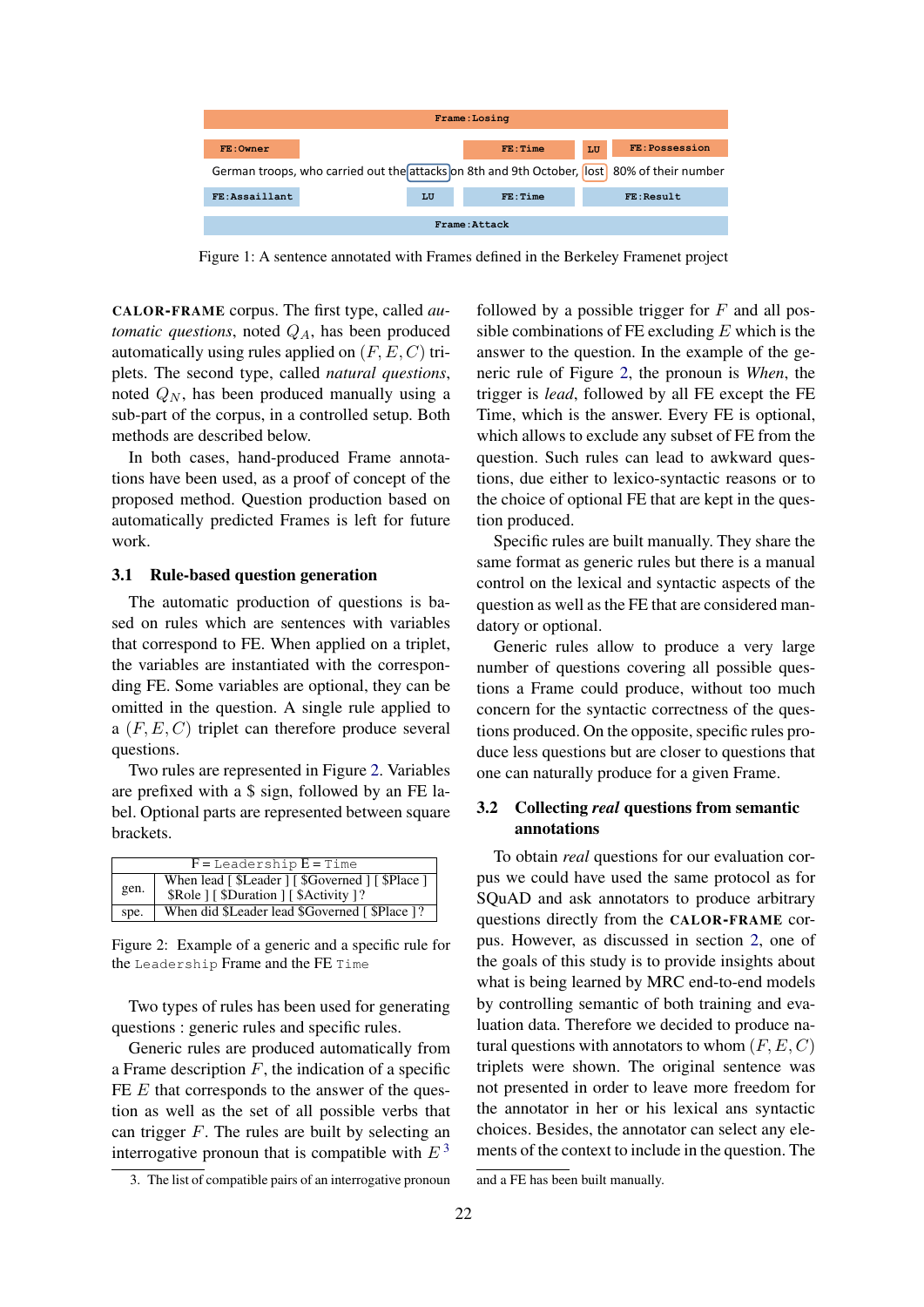| Frame:Losing | | | | | |
|---|---|---|---|---|---|
| FE:Owner | | FE:Time | LU | FE:Possession | |
| German troops, who carried out the | attacks | on 8th and 9th October, | lost | 80% of their number | |
| FE:Assaillant | LU | FE:Time | | FE:Result | |
| Frame:Attack | | | | | |

Figure 1: A sentence annotated with Frames defined in the Berkeley Framenet project

**CALOR-FRAME** corpus. The first type, called *automatic questions*, noted $Q_A$, has been produced automatically using rules applied on $(F, E, C)$ triplets. The second type, called *natural questions*, noted $Q_N$, has been produced manually using a sub-part of the corpus, in a controlled setup. Both methods are described below.

In both cases, hand-produced Frame annotations have been used, as a proof of concept of the proposed method. Question production based on automatically predicted Frames is left for future work.

### 3.1 Rule-based question generation

The automatic production of questions is based on rules which are sentences with variables that correspond to FE. When applied on a triplet, the variables are instantiated with the corresponding FE. Some variables are optional, they can be omitted in the question. A single rule applied to a $(F, E, C)$ triplet can therefore produce several questions.

Two rules are represented in Figure 2. Variables are prefixed with a $ sign, followed by an FE label. Optional parts are represented between square brackets.

| F = Leadership E = Time | |
|---|---|
| gen. | When lead [ $Leader ] [ $Governed ] [ $Place ] $Role ] [ $Duration ] [ $Activity ] ? |
| spe. | When did $Leader lead $Governed [ $Place ] ? |

Figure 2: Example of a generic and a specific rule for the Leadership Frame and the FE Time

Two types of rules has been used for generating questions : generic rules and specific rules.

Generic rules are produced automatically from a Frame description $F$, the indication of a specific FE $E$ that corresponds to the answer of the question as well as the set of all possible verbs that can trigger $F$. The rules are built by selecting an interrogative pronoun that is compatible with $E$[3] followed by a possible trigger for $F$ and all possible combinations of FE excluding $E$ which is the answer to the question. In the example of the generic rule of Figure 2, the pronoun is *When*, the trigger is *lead*, followed by all FE except the FE Time, which is the answer. Every FE is optional, which allows to exclude any subset of FE from the question. Such rules can lead to awkward questions, due either to lexico-syntactic reasons or to the choice of optional FE that are kept in the question produced.

Specific rules are built manually. They share the same format as generic rules but there is a manual control on the lexical and syntactic aspects of the question as well as the FE that are considered mandatory or optional.

Generic rules allow to produce a very large number of questions covering all possible questions a Frame could produce, without too much concern for the syntactic correctness of the questions produced. On the opposite, specific rules produce less questions but are closer to questions that one can naturally produce for a given Frame.

### 3.2 Collecting *real* questions from semantic annotations

To obtain *real* questions for our evaluation corpus we could have used the same protocol as for SQuAD and ask annotators to produce arbitrary questions directly from the **CALOR-FRAME** corpus. However, as discussed in section 2, one of the goals of this study is to provide insights about what is being learned by MRC end-to-end models by controlling semantic of both training and evaluation data. Therefore we decided to produce natural questions with annotators to whom $(F, E, C)$ triplets were shown. The original sentence was not presented in order to leave more freedom for the annotator in her or his lexical ans syntactic choices. Besides, the annotator can select any elements of the context to include in the question. The

3. The list of compatible pairs of an interrogative pronoun and a FE has been built manually.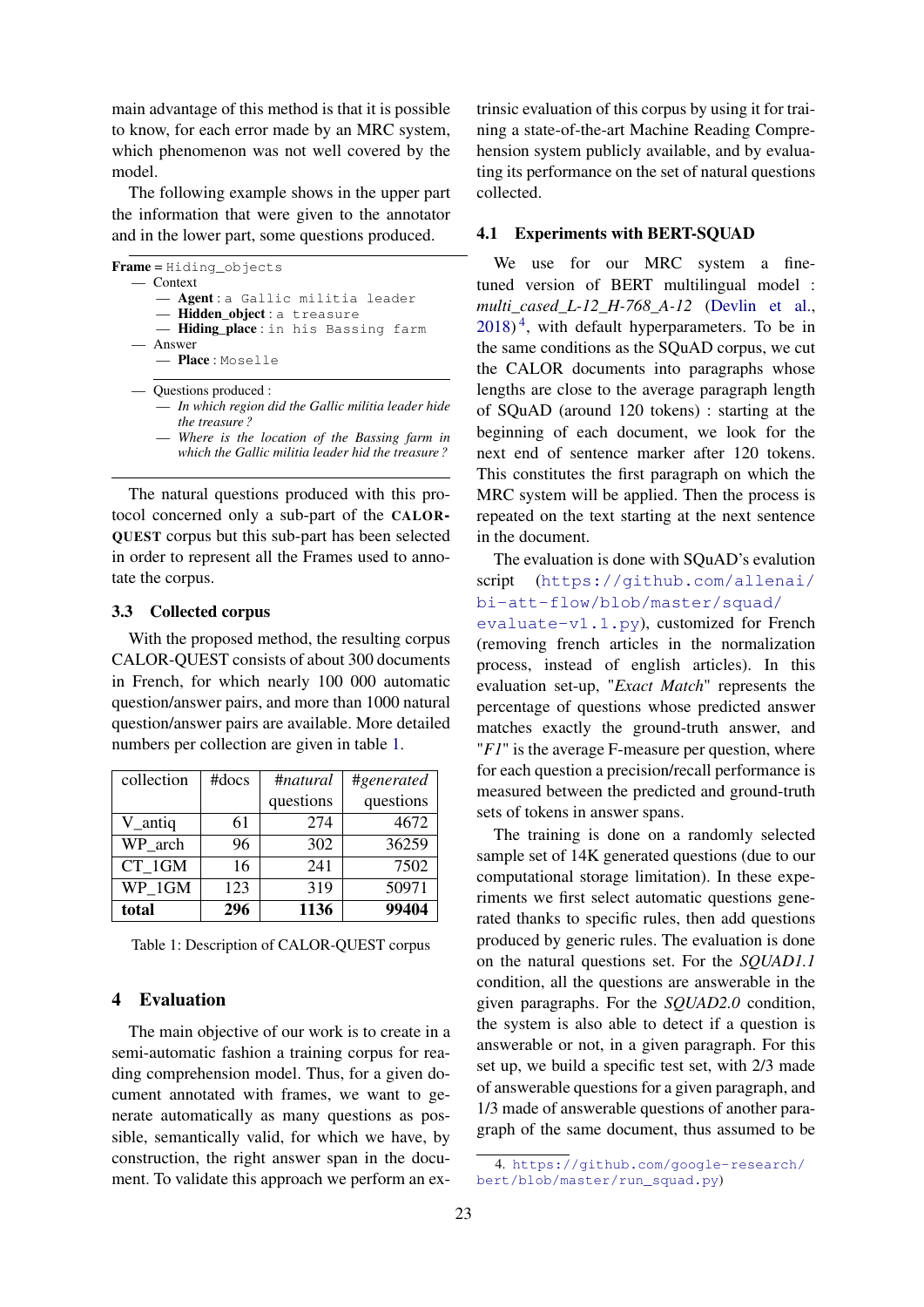main advantage of this method is that it is possible to know, for each error made by an MRC system, which phenomenon was not well covered by the model.

The following example shows in the upper part the information that were given to the annotator and in the lower part, some questions produced.

**Frame** = `Hiding_objects`
- Context
  - **Agent** : `a Gallic militia leader`
  - **Hidden_object** : `a treasure`
  - **Hiding_place** : `in his Bassing farm`
- Answer
  - **Place** : `Moselle`

---

- Questions produced :
  - *In which region did the Gallic militia leader hide the treasure ?*
  - *Where is the location of the Bassing farm in which the Gallic militia leader hid the treasure ?*

---

The natural questions produced with this protocol concerned only a sub-part of the CALOR-QUEST corpus but this sub-part has been selected in order to represent all the Frames used to annotate the corpus.

### 3.3 Collected corpus

With the proposed method, the resulting corpus CALOR-QUEST consists of about 300 documents in French, for which nearly 100 000 automatic question/answer pairs, and more than 1000 natural question/answer pairs are available. More detailed numbers per collection are given in table 1.

| collection | #docs | *#natural* questions | *#generated* questions |
|---|---|---|---|
| V_antiq | 61 | 274 | 4672 |
| WP_arch | 96 | 302 | 36259 |
| CT_1GM | 16 | 241 | 7502 |
| WP_1GM | 123 | 319 | 50971 |
| **total** | **296** | **1136** | **99404** |

Table 1: Description of CALOR-QUEST corpus

## 4 Evaluation

The main objective of our work is to create in a semi-automatic fashion a training corpus for reading comprehension model. Thus, for a given document annotated with frames, we want to generate automatically as many questions as possible, semantically valid, for which we have, by construction, the right answer span in the document. To validate this approach we perform an extrinsic evaluation of this corpus by using it for training a state-of-the-art Machine Reading Comprehension system publicly available, and by evaluating its performance on the set of natural questions collected.

### 4.1 Experiments with BERT-SQUAD

We use for our MRC system a fine-tuned version of BERT multilingual model : *multi_cased_L-12_H-768_A-12* (Devlin et al., 2018) [4], with default hyperparameters. To be in the same conditions as the SQuAD corpus, we cut the CALOR documents into paragraphs whose lengths are close to the average paragraph length of SQuAD (around 120 tokens) : starting at the beginning of each document, we look for the next end of sentence marker after 120 tokens. This constitutes the first paragraph on which the MRC system will be applied. Then the process is repeated on the text starting at the next sentence in the document.

The evaluation is done with SQuAD's evalution script (https://github.com/allenai/bi-att-flow/blob/master/squad/evaluate-v1.1.py), customized for French (removing french articles in the normalization process, instead of english articles). In this evaluation set-up, "*Exact Match*" represents the percentage of questions whose predicted answer matches exactly the ground-truth answer, and "*F1*" is the average F-measure per question, where for each question a precision/recall performance is measured between the predicted and ground-truth sets of tokens in answer spans.

The training is done on a randomly selected sample set of 14K generated questions (due to our computational storage limitation). In these experiments we first select automatic questions generated thanks to specific rules, then add questions produced by generic rules. The evaluation is done on the natural questions set. For the *SQUAD1.1* condition, all the questions are answerable in the given paragraphs. For the *SQUAD2.0* condition, the system is also able to detect if a question is answerable or not, in a given paragraph. For this set up, we build a specific test set, with 2/3 made of answerable questions for a given paragraph, and 1/3 made of answerable questions of another paragraph of the same document, thus assumed to be

4. https://github.com/google-research/bert/blob/master/run_squad.py)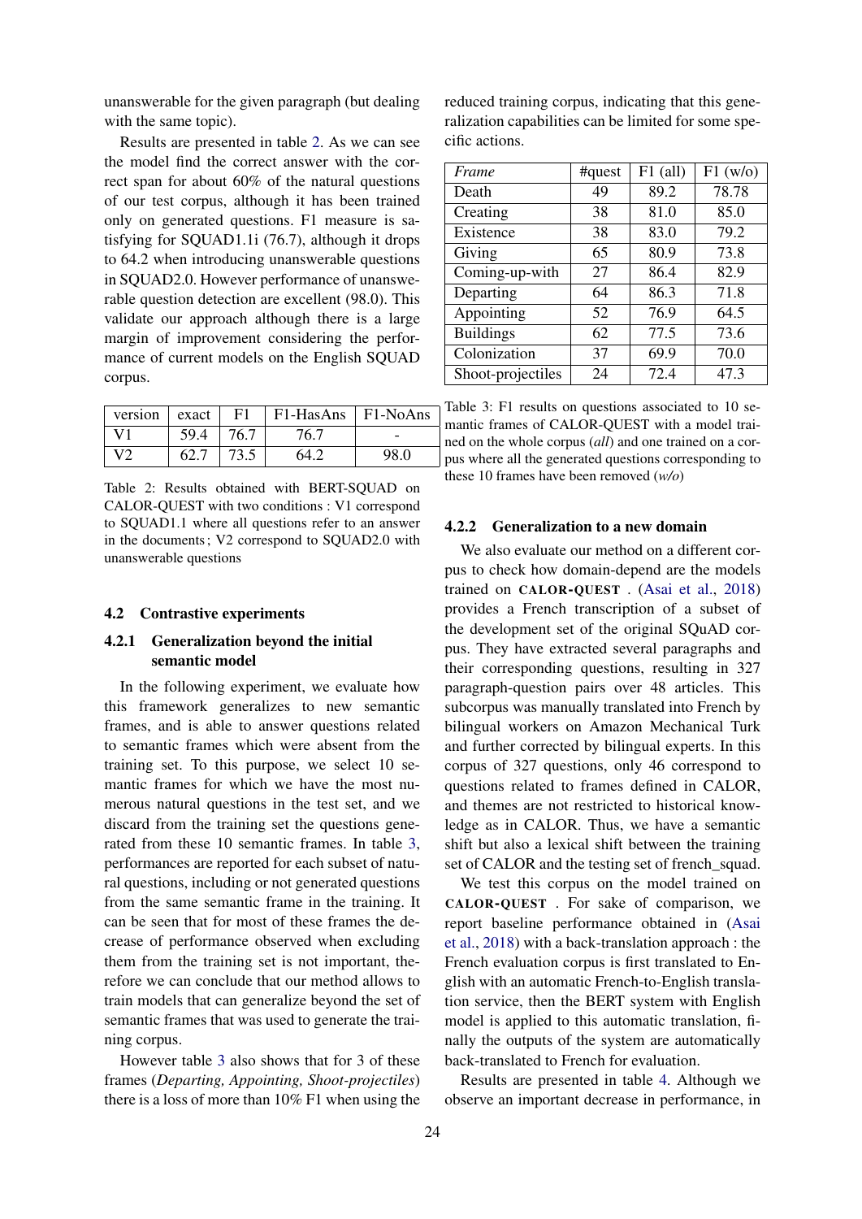unanswerable for the given paragraph (but dealing with the same topic).

Results are presented in table 2. As we can see the model find the correct answer with the correct span for about 60% of the natural questions of our test corpus, although it has been trained only on generated questions. F1 measure is satisfying for SQUAD1.1i (76.7), although it drops to 64.2 when introducing unanswerable questions in SQUAD2.0. However performance of unanswerable question detection are excellent (98.0). This validate our approach although there is a large margin of improvement considering the performance of current models on the English SQUAD corpus.

| version | exact | F1 | F1-HasAns | F1-NoAns |
|---|---|---|---|---|
| V1 | 59.4 | 76.7 | 76.7 | - |
| V2 | 62.7 | 73.5 | 64.2 | 98.0 |

Table 2: Results obtained with BERT-SQUAD on CALOR-QUEST with two conditions : V1 correspond to SQUAD1.1 where all questions refer to an answer in the documents ; V2 correspond to SQUAD2.0 with unanswerable questions

### 4.2 Contrastive experiments

#### 4.2.1 Generalization beyond the initial semantic model

In the following experiment, we evaluate how this framework generalizes to new semantic frames, and is able to answer questions related to semantic frames which were absent from the training set. To this purpose, we select 10 semantic frames for which we have the most numerous natural questions in the test set, and we discard from the training set the questions generated from these 10 semantic frames. In table 3, performances are reported for each subset of natural questions, including or not generated questions from the same semantic frame in the training. It can be seen that for most of these frames the decrease of performance observed when excluding them from the training set is not important, therefore we can conclude that our method allows to train models that can generalize beyond the set of semantic frames that was used to generate the training corpus.

However table 3 also shows that for 3 of these frames (*Departing, Appointing, Shoot-projectiles*) there is a loss of more than 10% F1 when using the reduced training corpus, indicating that this generalization capabilities can be limited for some specific actions.

| *Frame* | #quest | F1 (all) | F1 (w/o) |
|---|---|---|---|
| Death | 49 | 89.2 | 78.78 |
| Creating | 38 | 81.0 | 85.0 |
| Existence | 38 | 83.0 | 79.2 |
| Giving | 65 | 80.9 | 73.8 |
| Coming-up-with | 27 | 86.4 | 82.9 |
| Departing | 64 | 86.3 | 71.8 |
| Appointing | 52 | 76.9 | 64.5 |
| Buildings | 62 | 77.5 | 73.6 |
| Colonization | 37 | 69.9 | 70.0 |
| Shoot-projectiles | 24 | 72.4 | 47.3 |

Table 3: F1 results on questions associated to 10 semantic frames of CALOR-QUEST with a model trained on the whole corpus (*all*) and one trained on a corpus where all the generated questions corresponding to these 10 frames have been removed (*w/o*)

#### 4.2.2 Generalization to a new domain

We also evaluate our method on a different corpus to check how domain-depend are the models trained on CALOR-QUEST . (Asai et al., 2018) provides a French transcription of a subset of the development set of the original SQuAD corpus. They have extracted several paragraphs and their corresponding questions, resulting in 327 paragraph-question pairs over 48 articles. This subcorpus was manually translated into French by bilingual workers on Amazon Mechanical Turk and further corrected by bilingual experts. In this corpus of 327 questions, only 46 correspond to questions related to frames defined in CALOR, and themes are not restricted to historical knowledge as in CALOR. Thus, we have a semantic shift but also a lexical shift between the training set of CALOR and the testing set of french_squad.

We test this corpus on the model trained on CALOR-QUEST . For sake of comparison, we report baseline performance obtained in (Asai et al., 2018) with a back-translation approach : the French evaluation corpus is first translated to English with an automatic French-to-English translation service, then the BERT system with English model is applied to this automatic translation, finally the outputs of the system are automatically back-translated to French for evaluation.

Results are presented in table 4. Although we observe an important decrease in performance, in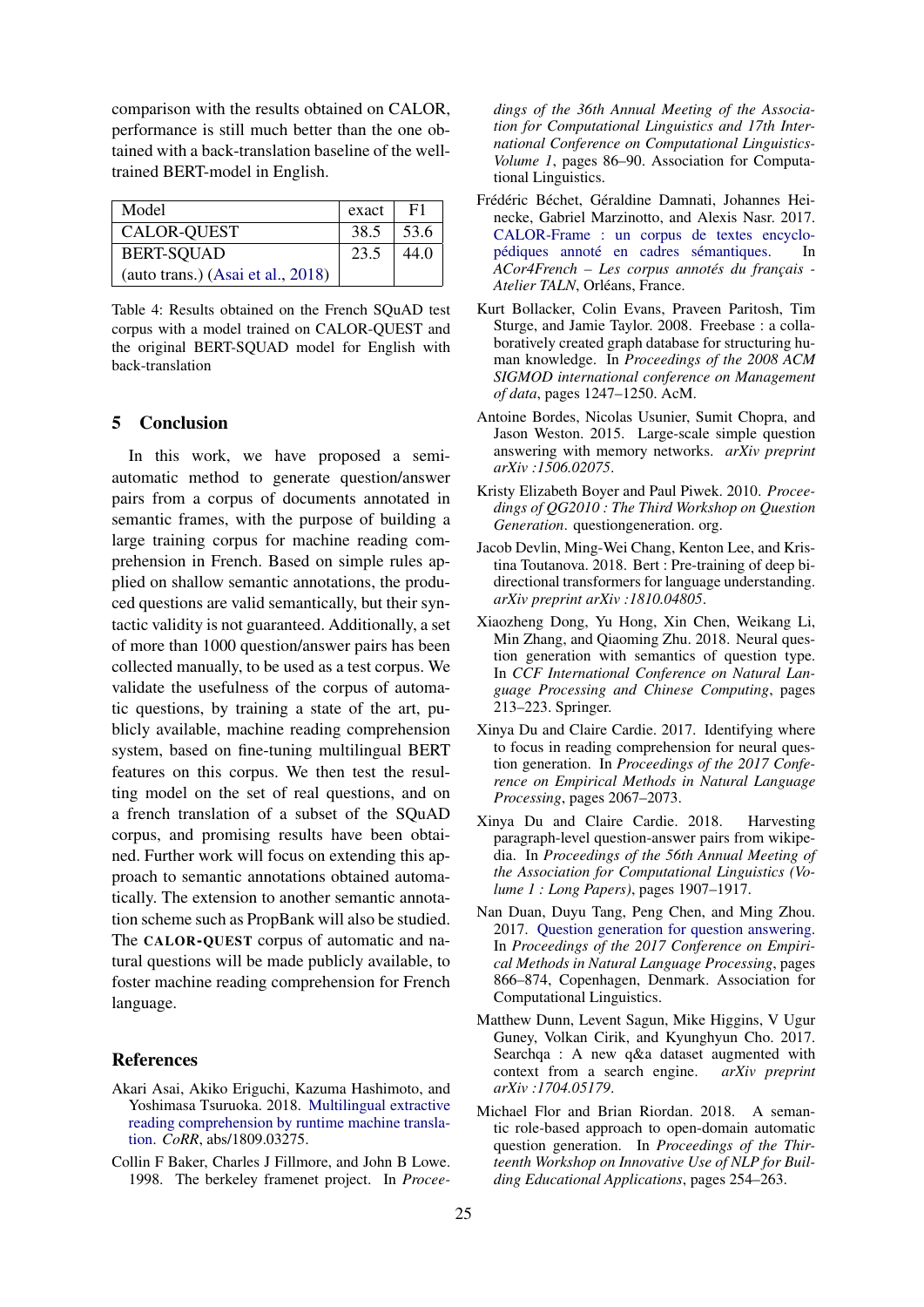comparison with the results obtained on CALOR, performance is still much better than the one obtained with a back-translation baseline of the well-trained BERT-model in English.

| Model | exact | F1 |
|---|---|---|
| CALOR-QUEST | 38.5 | 53.6 |
| BERT-SQUAD (auto trans.) (Asai et al., 2018) | 23.5 | 44.0 |

Table 4: Results obtained on the French SQuAD test corpus with a model trained on CALOR-QUEST and the original BERT-SQUAD model for English with back-translation

## 5 Conclusion

In this work, we have proposed a semi-automatic method to generate question/answer pairs from a corpus of documents annotated in semantic frames, with the purpose of building a large training corpus for machine reading comprehension in French. Based on simple rules applied on shallow semantic annotations, the produced questions are valid semantically, but their syntactic validity is not guaranteed. Additionally, a set of more than 1000 question/answer pairs has been collected manually, to be used as a test corpus. We validate the usefulness of the corpus of automatic questions, by training a state of the art, publicly available, machine reading comprehension system, based on fine-tuning multilingual BERT features on this corpus. We then test the resulting model on the set of real questions, and on a french translation of a subset of the SQuAD corpus, and promising results have been obtained. Further work will focus on extending this approach to semantic annotations obtained automatically. The extension to another semantic annotation scheme such as PropBank will also be studied. The CALOR-QUEST corpus of automatic and natural questions will be made publicly available, to foster machine reading comprehension for French language.

## References

Akari Asai, Akiko Eriguchi, Kazuma Hashimoto, and Yoshimasa Tsuruoka. 2018. Multilingual extractive reading comprehension by runtime machine translation. *CoRR*, abs/1809.03275.

Collin F Baker, Charles J Fillmore, and John B Lowe. 1998. The berkeley framenet project. In *Proceedings of the 36th Annual Meeting of the Association for Computational Linguistics and 17th International Conference on Computational Linguistics-Volume 1*, pages 86–90. Association for Computational Linguistics.

Frédéric Béchet, Géraldine Damnati, Johannes Heinecke, Gabriel Marzinotto, and Alexis Nasr. 2017. CALOR-Frame : un corpus de textes encyclopédiques annoté en cadres sémantiques. In *ACor4French – Les corpus annotés du français - Atelier TALN*, Orléans, France.

Kurt Bollacker, Colin Evans, Praveen Paritosh, Tim Sturge, and Jamie Taylor. 2008. Freebase : a collaboratively created graph database for structuring human knowledge. In *Proceedings of the 2008 ACM SIGMOD international conference on Management of data*, pages 1247–1250. AcM.

Antoine Bordes, Nicolas Usunier, Sumit Chopra, and Jason Weston. 2015. Large-scale simple question answering with memory networks. *arXiv preprint arXiv :1506.02075*.

Kristy Elizabeth Boyer and Paul Piwek. 2010. *Proceedings of QG2010 : The Third Workshop on Question Generation*. questiongeneration. org.

Jacob Devlin, Ming-Wei Chang, Kenton Lee, and Kristina Toutanova. 2018. Bert : Pre-training of deep bidirectional transformers for language understanding. *arXiv preprint arXiv :1810.04805*.

Xiaozheng Dong, Yu Hong, Xin Chen, Weikang Li, Min Zhang, and Qiaoming Zhu. 2018. Neural question generation with semantics of question type. In *CCF International Conference on Natural Language Processing and Chinese Computing*, pages 213–223. Springer.

Xinya Du and Claire Cardie. 2017. Identifying where to focus in reading comprehension for neural question generation. In *Proceedings of the 2017 Conference on Empirical Methods in Natural Language Processing*, pages 2067–2073.

Xinya Du and Claire Cardie. 2018. Harvesting paragraph-level question-answer pairs from wikipedia. In *Proceedings of the 56th Annual Meeting of the Association for Computational Linguistics (Volume 1 : Long Papers)*, pages 1907–1917.

Nan Duan, Duyu Tang, Peng Chen, and Ming Zhou. 2017. Question generation for question answering. In *Proceedings of the 2017 Conference on Empirical Methods in Natural Language Processing*, pages 866–874, Copenhagen, Denmark. Association for Computational Linguistics.

Matthew Dunn, Levent Sagun, Mike Higgins, V Ugur Guney, Volkan Cirik, and Kyunghyun Cho. 2017. Searchqa : A new q&a dataset augmented with context from a search engine. *arXiv preprint arXiv :1704.05179*.

Michael Flor and Brian Riordan. 2018. A semantic role-based approach to open-domain automatic question generation. In *Proceedings of the Thirteenth Workshop on Innovative Use of NLP for Building Educational Applications*, pages 254–263.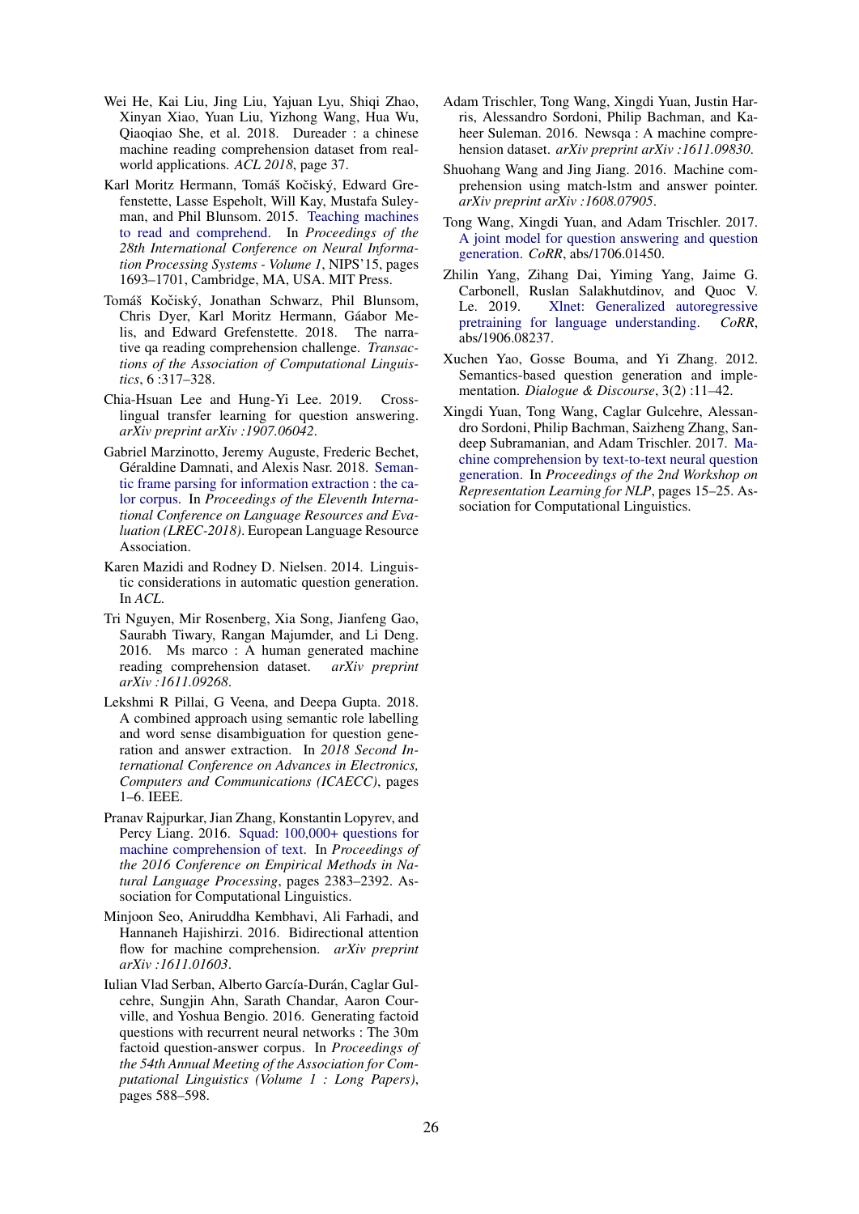Wei He, Kai Liu, Jing Liu, Yajuan Lyu, Shiqi Zhao, Xinyan Xiao, Yuan Liu, Yizhong Wang, Hua Wu, Qiaoqiao She, et al. 2018. Dureader : a chinese machine reading comprehension dataset from real-world applications. *ACL 2018*, page 37.

Karl Moritz Hermann, Tomáš Kočiský, Edward Grefenstette, Lasse Espeholt, Will Kay, Mustafa Suleyman, and Phil Blunsom. 2015. Teaching machines to read and comprehend. In *Proceedings of the 28th International Conference on Neural Information Processing Systems - Volume 1*, NIPS'15, pages 1693–1701, Cambridge, MA, USA. MIT Press.

Tomáš Kočiský, Jonathan Schwarz, Phil Blunsom, Chris Dyer, Karl Moritz Hermann, Gáabor Melis, and Edward Grefenstette. 2018. The narrative qa reading comprehension challenge. *Transactions of the Association of Computational Linguistics*, 6 :317–328.

Chia-Hsuan Lee and Hung-Yi Lee. 2019. Cross-lingual transfer learning for question answering. *arXiv preprint arXiv :1907.06042*.

Gabriel Marzinotto, Jeremy Auguste, Frederic Bechet, Géraldine Damnati, and Alexis Nasr. 2018. Semantic frame parsing for information extraction : the calor corpus. In *Proceedings of the Eleventh International Conference on Language Resources and Evaluation (LREC-2018)*. European Language Resource Association.

Karen Mazidi and Rodney D. Nielsen. 2014. Linguistic considerations in automatic question generation. In *ACL*.

Tri Nguyen, Mir Rosenberg, Xia Song, Jianfeng Gao, Saurabh Tiwary, Rangan Majumder, and Li Deng. 2016. Ms marco : A human generated machine reading comprehension dataset. *arXiv preprint arXiv :1611.09268*.

Lekshmi R Pillai, G Veena, and Deepa Gupta. 2018. A combined approach using semantic role labelling and word sense disambiguation for question generation and answer extraction. In *2018 Second International Conference on Advances in Electronics, Computers and Communications (ICAECC)*, pages 1–6. IEEE.

Pranav Rajpurkar, Jian Zhang, Konstantin Lopyrev, and Percy Liang. 2016. Squad: 100,000+ questions for machine comprehension of text. In *Proceedings of the 2016 Conference on Empirical Methods in Natural Language Processing*, pages 2383–2392. Association for Computational Linguistics.

Minjoon Seo, Aniruddha Kembhavi, Ali Farhadi, and Hannaneh Hajishirzi. 2016. Bidirectional attention flow for machine comprehension. *arXiv preprint arXiv :1611.01603*.

Iulian Vlad Serban, Alberto García-Durán, Caglar Gulcehre, Sungjin Ahn, Sarath Chandar, Aaron Courville, and Yoshua Bengio. 2016. Generating factoid questions with recurrent neural networks : The 30m factoid question-answer corpus. In *Proceedings of the 54th Annual Meeting of the Association for Computational Linguistics (Volume 1 : Long Papers)*, pages 588–598.

Adam Trischler, Tong Wang, Xingdi Yuan, Justin Harris, Alessandro Sordoni, Philip Bachman, and Kaheer Suleman. 2016. Newsqa : A machine comprehension dataset. *arXiv preprint arXiv :1611.09830*.

Shuohang Wang and Jing Jiang. 2016. Machine comprehension using match-lstm and answer pointer. *arXiv preprint arXiv :1608.07905*.

Tong Wang, Xingdi Yuan, and Adam Trischler. 2017. A joint model for question answering and question generation. *CoRR*, abs/1706.01450.

Zhilin Yang, Zihang Dai, Yiming Yang, Jaime G. Carbonell, Ruslan Salakhutdinov, and Quoc V. Le. 2019. Xlnet: Generalized autoregressive pretraining for language understanding. *CoRR*, abs/1906.08237.

Xuchen Yao, Gosse Bouma, and Yi Zhang. 2012. Semantics-based question generation and implementation. *Dialogue & Discourse*, 3(2) :11–42.

Xingdi Yuan, Tong Wang, Caglar Gulcehre, Alessandro Sordoni, Philip Bachman, Saizheng Zhang, Sandeep Subramanian, and Adam Trischler. 2017. Machine comprehension by text-to-text neural question generation. In *Proceedings of the 2nd Workshop on Representation Learning for NLP*, pages 15–25. Association for Computational Linguistics.